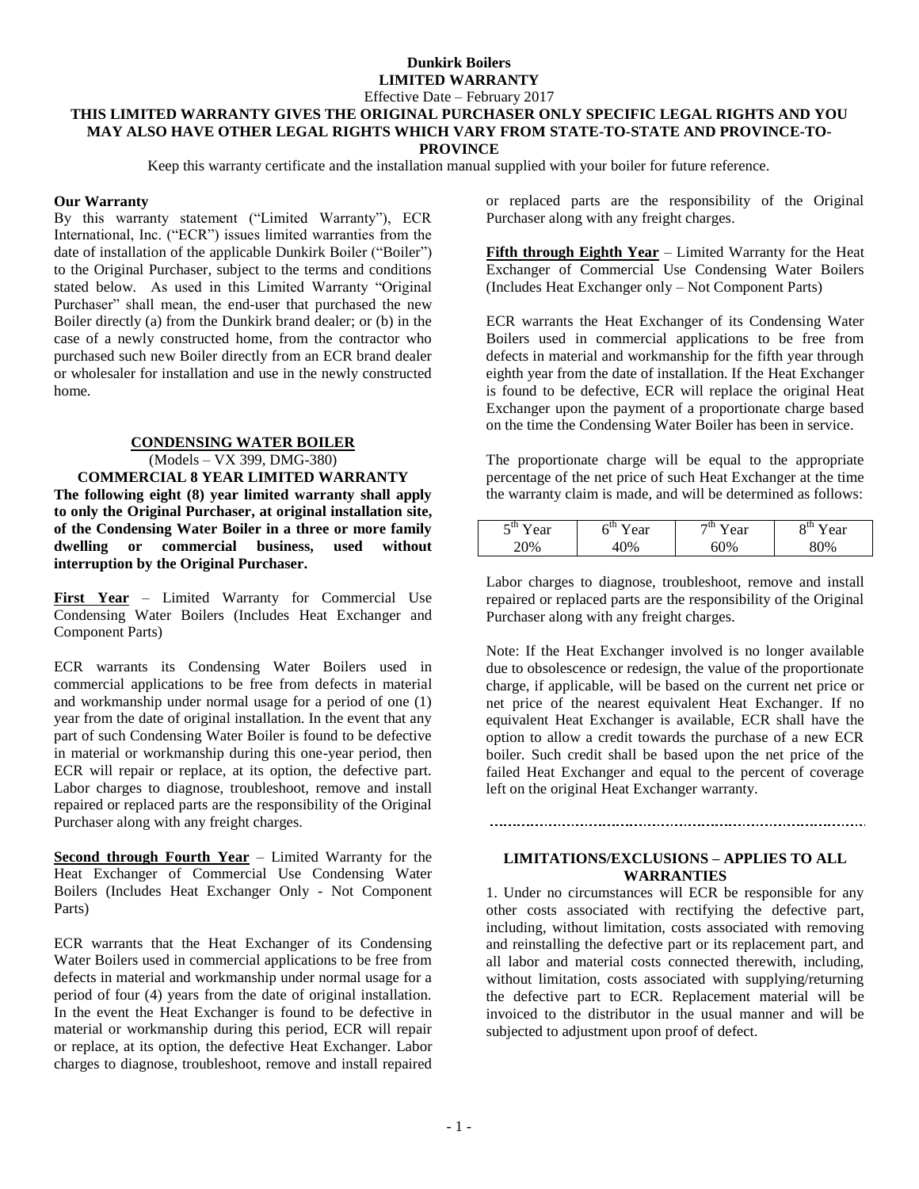# Dunkirk Boilers
## LIMITED WARRANTY

Effective Date – February 2017

**THIS LIMITED WARRANTY GIVES THE ORIGINAL PURCHASER ONLY SPECIFIC LEGAL RIGHTS AND YOU MAY ALSO HAVE OTHER LEGAL RIGHTS WHICH VARY FROM STATE-TO-STATE AND PROVINCE-TO-PROVINCE**

Keep this warranty certificate and the installation manual supplied with your boiler for future reference.

**Our Warranty**

By this warranty statement ("Limited Warranty"), ECR International, Inc. ("ECR") issues limited warranties from the date of installation of the applicable Dunkirk Boiler ("Boiler") to the Original Purchaser, subject to the terms and conditions stated below. As used in this Limited Warranty "Original Purchaser" shall mean, the end-user that purchased the new Boiler directly (a) from the Dunkirk brand dealer; or (b) in the case of a newly constructed home, from the contractor who purchased such new Boiler directly from an ECR brand dealer or wholesaler for installation and use in the newly constructed home.

## CONDENSING WATER BOILER

(Models – VX 399, DMG-380)

**COMMERCIAL 8 YEAR LIMITED WARRANTY**

**The following eight (8) year limited warranty shall apply to only the Original Purchaser, at original installation site, of the Condensing Water Boiler in a three or more family dwelling or commercial business, used without interruption by the Original Purchaser.**

**First Year** – Limited Warranty for Commercial Use Condensing Water Boilers (Includes Heat Exchanger and Component Parts)

ECR warrants its Condensing Water Boilers used in commercial applications to be free from defects in material and workmanship under normal usage for a period of one (1) year from the date of original installation. In the event that any part of such Condensing Water Boiler is found to be defective in material or workmanship during this one-year period, then ECR will repair or replace, at its option, the defective part. Labor charges to diagnose, troubleshoot, remove and install repaired or replaced parts are the responsibility of the Original Purchaser along with any freight charges.

**Second through Fourth Year** – Limited Warranty for the Heat Exchanger of Commercial Use Condensing Water Boilers (Includes Heat Exchanger Only - Not Component Parts)

ECR warrants that the Heat Exchanger of its Condensing Water Boilers used in commercial applications to be free from defects in material and workmanship under normal usage for a period of four (4) years from the date of original installation. In the event the Heat Exchanger is found to be defective in material or workmanship during this period, ECR will repair or replace, at its option, the defective Heat Exchanger. Labor charges to diagnose, troubleshoot, remove and install repaired or replaced parts are the responsibility of the Original Purchaser along with any freight charges.

**Fifth through Eighth Year** – Limited Warranty for the Heat Exchanger of Commercial Use Condensing Water Boilers (Includes Heat Exchanger only – Not Component Parts)

ECR warrants the Heat Exchanger of its Condensing Water Boilers used in commercial applications to be free from defects in material and workmanship for the fifth year through eighth year from the date of installation. If the Heat Exchanger is found to be defective, ECR will replace the original Heat Exchanger upon the payment of a proportionate charge based on the time the Condensing Water Boiler has been in service.

The proportionate charge will be equal to the appropriate percentage of the net price of such Heat Exchanger at the time the warranty claim is made, and will be determined as follows:

| 5th Year | 6th Year | 7th Year | 8th Year |
|---|---|---|---|
| 20% | 40% | 60% | 80% |

Labor charges to diagnose, troubleshoot, remove and install repaired or replaced parts are the responsibility of the Original Purchaser along with any freight charges.

Note: If the Heat Exchanger involved is no longer available due to obsolescence or redesign, the value of the proportionate charge, if applicable, will be based on the current net price or net price of the nearest equivalent Heat Exchanger. If no equivalent Heat Exchanger is available, ECR shall have the option to allow a credit towards the purchase of a new ECR boiler. Such credit shall be based upon the net price of the failed Heat Exchanger and equal to the percent of coverage left on the original Heat Exchanger warranty.

## LIMITATIONS/EXCLUSIONS – APPLIES TO ALL WARRANTIES

1. Under no circumstances will ECR be responsible for any other costs associated with rectifying the defective part, including, without limitation, costs associated with removing and reinstalling the defective part or its replacement part, and all labor and material costs connected therewith, including, without limitation, costs associated with supplying/returning the defective part to ECR. Replacement material will be invoiced to the distributor in the usual manner and will be subjected to adjustment upon proof of defect.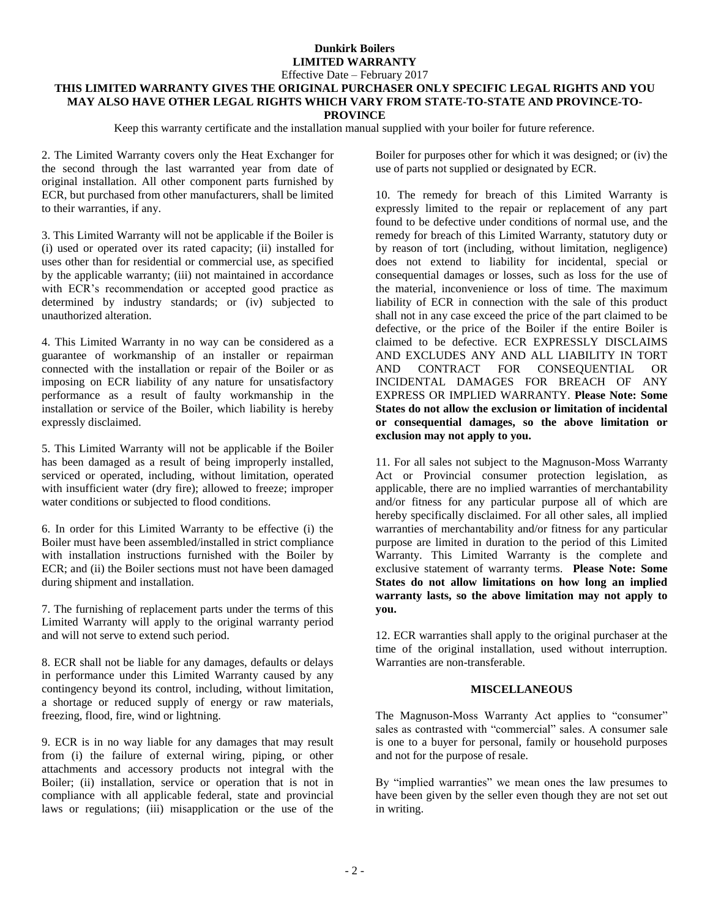**Dunkirk Boilers**
**LIMITED WARRANTY**
Effective Date – February 2017

**THIS LIMITED WARRANTY GIVES THE ORIGINAL PURCHASER ONLY SPECIFIC LEGAL RIGHTS AND YOU MAY ALSO HAVE OTHER LEGAL RIGHTS WHICH VARY FROM STATE-TO-STATE AND PROVINCE-TO-PROVINCE**

Keep this warranty certificate and the installation manual supplied with your boiler for future reference.

2. The Limited Warranty covers only the Heat Exchanger for the second through the last warranted year from date of original installation. All other component parts furnished by ECR, but purchased from other manufacturers, shall be limited to their warranties, if any.

3. This Limited Warranty will not be applicable if the Boiler is (i) used or operated over its rated capacity; (ii) installed for uses other than for residential or commercial use, as specified by the applicable warranty; (iii) not maintained in accordance with ECR's recommendation or accepted good practice as determined by industry standards; or (iv) subjected to unauthorized alteration.

4. This Limited Warranty in no way can be considered as a guarantee of workmanship of an installer or repairman connected with the installation or repair of the Boiler or as imposing on ECR liability of any nature for unsatisfactory performance as a result of faulty workmanship in the installation or service of the Boiler, which liability is hereby expressly disclaimed.

5. This Limited Warranty will not be applicable if the Boiler has been damaged as a result of being improperly installed, serviced or operated, including, without limitation, operated with insufficient water (dry fire); allowed to freeze; improper water conditions or subjected to flood conditions.

6. In order for this Limited Warranty to be effective (i) the Boiler must have been assembled/installed in strict compliance with installation instructions furnished with the Boiler by ECR; and (ii) the Boiler sections must not have been damaged during shipment and installation.

7. The furnishing of replacement parts under the terms of this Limited Warranty will apply to the original warranty period and will not serve to extend such period.

8. ECR shall not be liable for any damages, defaults or delays in performance under this Limited Warranty caused by any contingency beyond its control, including, without limitation, a shortage or reduced supply of energy or raw materials, freezing, flood, fire, wind or lightning.

9. ECR is in no way liable for any damages that may result from (i) the failure of external wiring, piping, or other attachments and accessory products not integral with the Boiler; (ii) installation, service or operation that is not in compliance with all applicable federal, state and provincial laws or regulations; (iii) misapplication or the use of the Boiler for purposes other for which it was designed; or (iv) the use of parts not supplied or designated by ECR.

10. The remedy for breach of this Limited Warranty is expressly limited to the repair or replacement of any part found to be defective under conditions of normal use, and the remedy for breach of this Limited Warranty, statutory duty or by reason of tort (including, without limitation, negligence) does not extend to liability for incidental, special or consequential damages or losses, such as loss for the use of the material, inconvenience or loss of time. The maximum liability of ECR in connection with the sale of this product shall not in any case exceed the price of the part claimed to be defective, or the price of the Boiler if the entire Boiler is claimed to be defective. ECR EXPRESSLY DISCLAIMS AND EXCLUDES ANY AND ALL LIABILITY IN TORT AND CONTRACT FOR CONSEQUENTIAL OR INCIDENTAL DAMAGES FOR BREACH OF ANY EXPRESS OR IMPLIED WARRANTY. **Please Note: Some States do not allow the exclusion or limitation of incidental or consequential damages, so the above limitation or exclusion may not apply to you.**

11. For all sales not subject to the Magnuson-Moss Warranty Act or Provincial consumer protection legislation, as applicable, there are no implied warranties of merchantability and/or fitness for any particular purpose all of which are hereby specifically disclaimed. For all other sales, all implied warranties of merchantability and/or fitness for any particular purpose are limited in duration to the period of this Limited Warranty. This Limited Warranty is the complete and exclusive statement of warranty terms. **Please Note: Some States do not allow limitations on how long an implied warranty lasts, so the above limitation may not apply to you.**

12. ECR warranties shall apply to the original purchaser at the time of the original installation, used without interruption. Warranties are non-transferable.

## MISCELLANEOUS

The Magnuson-Moss Warranty Act applies to "consumer" sales as contrasted with "commercial" sales. A consumer sale is one to a buyer for personal, family or household purposes and not for the purpose of resale.

By "implied warranties" we mean ones the law presumes to have been given by the seller even though they are not set out in writing.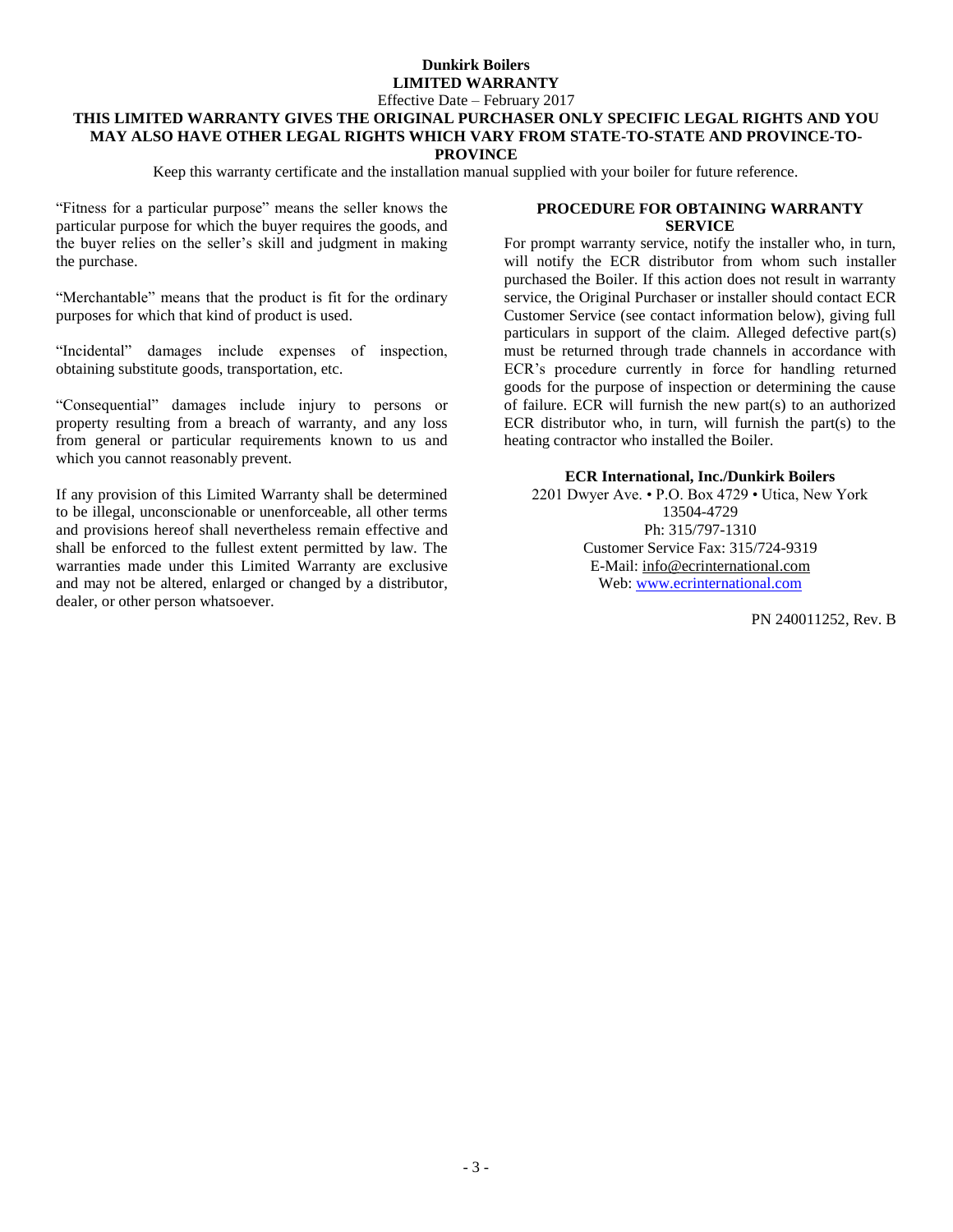**Dunkirk Boilers**
**LIMITED WARRANTY**
Effective Date – February 2017

**THIS LIMITED WARRANTY GIVES THE ORIGINAL PURCHASER ONLY SPECIFIC LEGAL RIGHTS AND YOU MAY ALSO HAVE OTHER LEGAL RIGHTS WHICH VARY FROM STATE-TO-STATE AND PROVINCE-TO-PROVINCE**

Keep this warranty certificate and the installation manual supplied with your boiler for future reference.

"Fitness for a particular purpose" means the seller knows the particular purpose for which the buyer requires the goods, and the buyer relies on the seller's skill and judgment in making the purchase.

"Merchantable" means that the product is fit for the ordinary purposes for which that kind of product is used.

"Incidental" damages include expenses of inspection, obtaining substitute goods, transportation, etc.

"Consequential" damages include injury to persons or property resulting from a breach of warranty, and any loss from general or particular requirements known to us and which you cannot reasonably prevent.

If any provision of this Limited Warranty shall be determined to be illegal, unconscionable or unenforceable, all other terms and provisions hereof shall nevertheless remain effective and shall be enforced to the fullest extent permitted by law. The warranties made under this Limited Warranty are exclusive and may not be altered, enlarged or changed by a distributor, dealer, or other person whatsoever.

## PROCEDURE FOR OBTAINING WARRANTY SERVICE

For prompt warranty service, notify the installer who, in turn, will notify the ECR distributor from whom such installer purchased the Boiler. If this action does not result in warranty service, the Original Purchaser or installer should contact ECR Customer Service (see contact information below), giving full particulars in support of the claim. Alleged defective part(s) must be returned through trade channels in accordance with ECR's procedure currently in force for handling returned goods for the purpose of inspection or determining the cause of failure. ECR will furnish the new part(s) to an authorized ECR distributor who, in turn, will furnish the part(s) to the heating contractor who installed the Boiler.

**ECR International, Inc./Dunkirk Boilers**
2201 Dwyer Ave. • P.O. Box 4729 • Utica, New York 13504-4729
Ph: 315/797-1310
Customer Service Fax: 315/724-9319
E-Mail: info@ecrinternational.com
Web: www.ecrinternational.com

PN 240011252, Rev. B